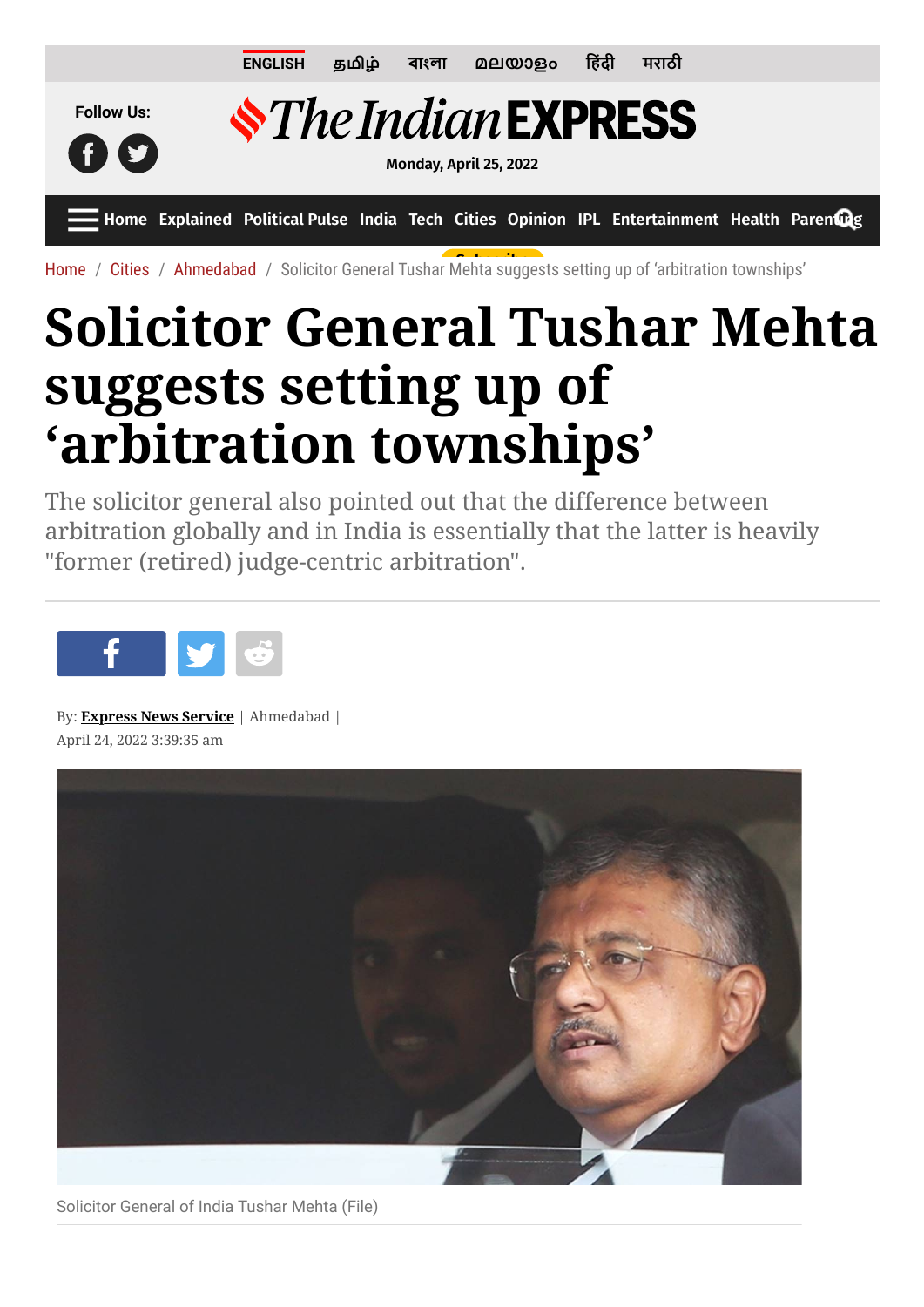ENGLISH தமிழ் বাংলা മലയാളം हिंदी मराठी

Follow Us:

The Indian EXPRESS

Monday, April 25, 2022

Home Explained Political Pulse India Tech Cities Opinion IPL Entertainment Health Parenting

Home / Cities / Ahmedabad / Solicitor General Tushar Mehta suggests setting up of 'arbitration townships'

# Solicitor General Tushar Mehta suggests setting up of 'arbitration townships'

The solicitor general also pointed out that the difference between arbitration globally and in India is essentially that the latter is heavily "former (retired) judge-centric arbitration".

By: **Express News Service** | Ahmedabad |
April 24, 2022 3:39:35 am

Solicitor General of India Tushar Mehta (File)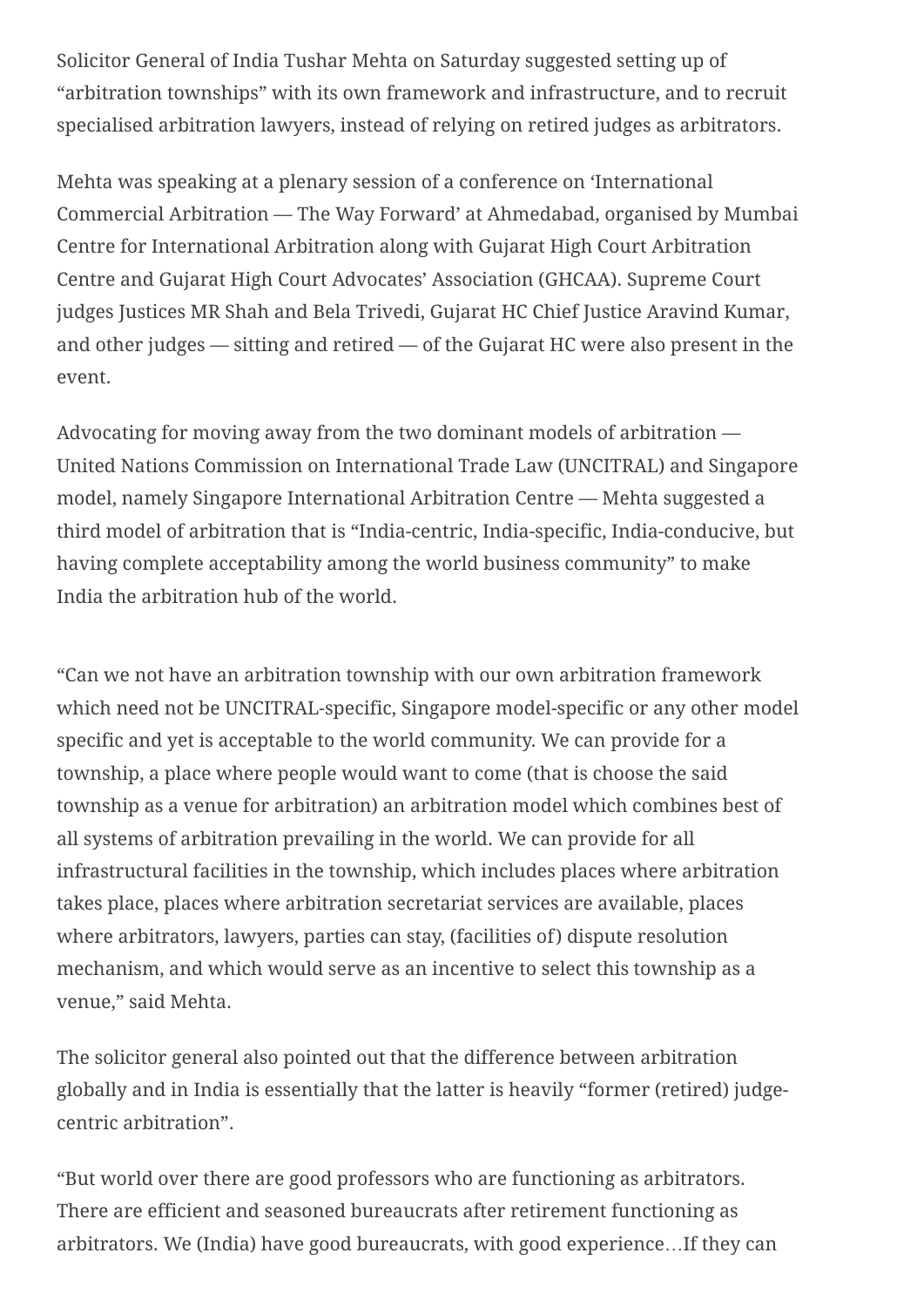Solicitor General of India Tushar Mehta on Saturday suggested setting up of "arbitration townships" with its own framework and infrastructure, and to recruit specialised arbitration lawyers, instead of relying on retired judges as arbitrators.

Mehta was speaking at a plenary session of a conference on 'International Commercial Arbitration — The Way Forward' at Ahmedabad, organised by Mumbai Centre for International Arbitration along with Gujarat High Court Arbitration Centre and Gujarat High Court Advocates' Association (GHCAA). Supreme Court judges Justices MR Shah and Bela Trivedi, Gujarat HC Chief Justice Aravind Kumar, and other judges — sitting and retired — of the Gujarat HC were also present in the event.

Advocating for moving away from the two dominant models of arbitration — United Nations Commission on International Trade Law (UNCITRAL) and Singapore model, namely Singapore International Arbitration Centre — Mehta suggested a third model of arbitration that is "India-centric, India-specific, India-conducive, but having complete acceptability among the world business community" to make India the arbitration hub of the world.

"Can we not have an arbitration township with our own arbitration framework which need not be UNCITRAL-specific, Singapore model-specific or any other model specific and yet is acceptable to the world community. We can provide for a township, a place where people would want to come (that is choose the said township as a venue for arbitration) an arbitration model which combines best of all systems of arbitration prevailing in the world. We can provide for all infrastructural facilities in the township, which includes places where arbitration takes place, places where arbitration secretariat services are available, places where arbitrators, lawyers, parties can stay, (facilities of) dispute resolution mechanism, and which would serve as an incentive to select this township as a venue," said Mehta.

The solicitor general also pointed out that the difference between arbitration globally and in India is essentially that the latter is heavily "former (retired) judge-centric arbitration".

"But world over there are good professors who are functioning as arbitrators. There are efficient and seasoned bureaucrats after retirement functioning as arbitrators. We (India) have good bureaucrats, with good experience…If they can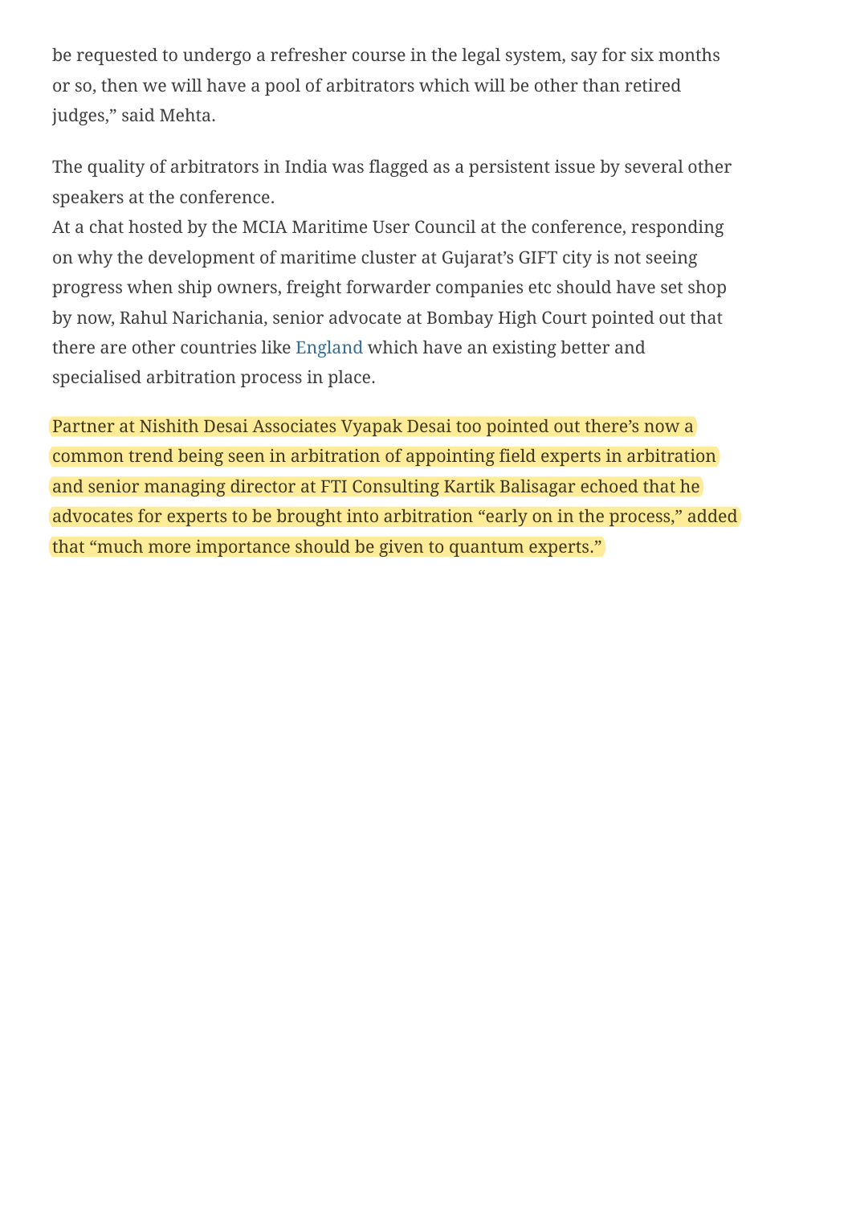be requested to undergo a refresher course in the legal system, say for six months or so, then we will have a pool of arbitrators which will be other than retired judges," said Mehta.

The quality of arbitrators in India was flagged as a persistent issue by several other speakers at the conference.
At a chat hosted by the MCIA Maritime User Council at the conference, responding on why the development of maritime cluster at Gujarat's GIFT city is not seeing progress when ship owners, freight forwarder companies etc should have set shop by now, Rahul Narichania, senior advocate at Bombay High Court pointed out that there are other countries like England which have an existing better and specialised arbitration process in place.

Partner at Nishith Desai Associates Vyapak Desai too pointed out there's now a common trend being seen in arbitration of appointing field experts in arbitration and senior managing director at FTI Consulting Kartik Balisagar echoed that he advocates for experts to be brought into arbitration "early on in the process," added that "much more importance should be given to quantum experts."